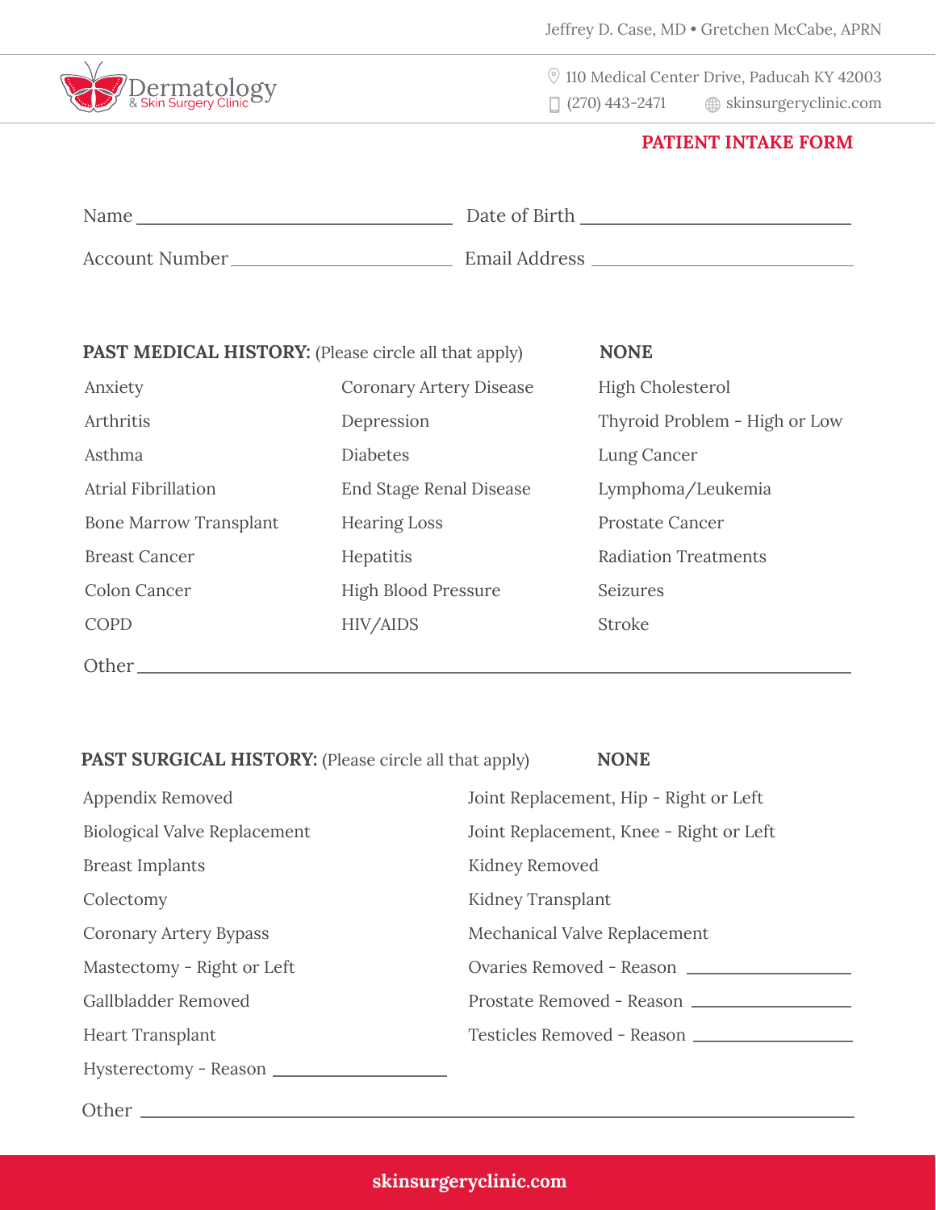Jeffrey D. Case, MD • Gretchen McCabe, APRN

Dermatology & Skin Surgery Clinic

110 Medical Center Drive, Paducah KY 42003
(270) 443-2471 skinsurgeryclinic.com

## PATIENT INTAKE FORM

Name ______________________________ Date of Birth ______________________________

Account Number ______________________________ Email Address ______________________________

**PAST MEDICAL HISTORY:** (Please circle all that apply) **NONE**

| | | |
|---|---|---|
| Anxiety | Coronary Artery Disease | High Cholesterol |
| Arthritis | Depression | Thyroid Problem - High or Low |
| Asthma | Diabetes | Lung Cancer |
| Atrial Fibrillation | End Stage Renal Disease | Lymphoma/Leukemia |
| Bone Marrow Transplant | Hearing Loss | Prostate Cancer |
| Breast Cancer | Hepatitis | Radiation Treatments |
| Colon Cancer | High Blood Pressure | Seizures |
| COPD | HIV/AIDS | Stroke |

Other ______________________________________________________________

**PAST SURGICAL HISTORY:** (Please circle all that apply) **NONE**

| | |
|---|---|
| Appendix Removed | Joint Replacement, Hip - Right or Left |
| Biological Valve Replacement | Joint Replacement, Knee - Right or Left |
| Breast Implants | Kidney Removed |
| Colectomy | Kidney Transplant |
| Coronary Artery Bypass | Mechanical Valve Replacement |
| Mastectomy - Right or Left | Ovaries Removed - Reason ______________ |
| Gallbladder Removed | Prostate Removed - Reason ______________ |
| Heart Transplant | Testicles Removed - Reason ______________ |
| Hysterectomy - Reason ______________ | |

Other ______________________________________________________________

skinsurgeryclinic.com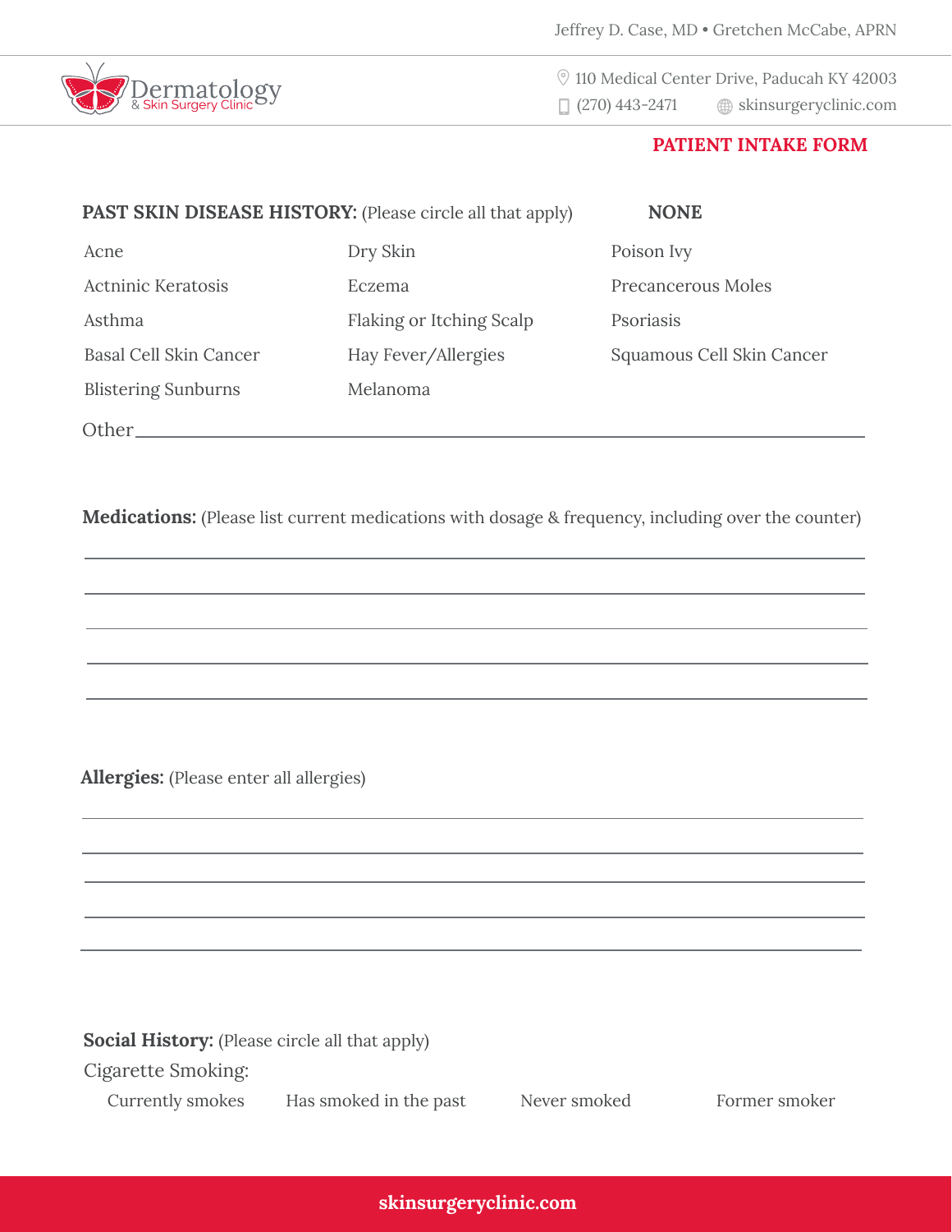Jeffrey D. Case, MD • Gretchen McCabe, APRN

Dermatology & Skin Surgery Clinic

110 Medical Center Drive, Paducah KY 42003
(270) 443-2471 skinsurgeryclinic.com

## PATIENT INTAKE FORM

**PAST SKIN DISEASE HISTORY:** (Please circle all that apply) **NONE**

| | | |
|---|---|---|
| Acne | Dry Skin | Poison Ivy |
| Actninic Keratosis | Eczema | Precancerous Moles |
| Asthma | Flaking or Itching Scalp | Psoriasis |
| Basal Cell Skin Cancer | Hay Fever/Allergies | Squamous Cell Skin Cancer |
| Blistering Sunburns | Melanoma | |

Other\_\_\_\_\_\_\_\_\_\_\_\_\_\_\_\_\_\_\_\_\_\_\_\_\_\_\_\_\_\_\_\_\_\_\_\_\_\_\_\_\_\_\_\_\_\_\_\_\_\_\_\_\_\_\_\_\_\_\_\_

**Medications:** (Please list current medications with dosage & frequency, including over the counter)

\_\_\_\_\_\_\_\_\_\_\_\_\_\_\_\_\_\_\_\_\_\_\_\_\_\_\_\_\_\_\_\_\_\_\_\_\_\_\_\_\_\_\_\_\_\_\_\_\_\_\_\_\_\_\_\_\_\_\_\_\_\_\_\_

\_\_\_\_\_\_\_\_\_\_\_\_\_\_\_\_\_\_\_\_\_\_\_\_\_\_\_\_\_\_\_\_\_\_\_\_\_\_\_\_\_\_\_\_\_\_\_\_\_\_\_\_\_\_\_\_\_\_\_\_\_\_\_\_

\_\_\_\_\_\_\_\_\_\_\_\_\_\_\_\_\_\_\_\_\_\_\_\_\_\_\_\_\_\_\_\_\_\_\_\_\_\_\_\_\_\_\_\_\_\_\_\_\_\_\_\_\_\_\_\_\_\_\_\_\_\_\_\_

\_\_\_\_\_\_\_\_\_\_\_\_\_\_\_\_\_\_\_\_\_\_\_\_\_\_\_\_\_\_\_\_\_\_\_\_\_\_\_\_\_\_\_\_\_\_\_\_\_\_\_\_\_\_\_\_\_\_\_\_\_\_\_\_

\_\_\_\_\_\_\_\_\_\_\_\_\_\_\_\_\_\_\_\_\_\_\_\_\_\_\_\_\_\_\_\_\_\_\_\_\_\_\_\_\_\_\_\_\_\_\_\_\_\_\_\_\_\_\_\_\_\_\_\_\_\_\_\_

**Allergies:** (Please enter all allergies)

\_\_\_\_\_\_\_\_\_\_\_\_\_\_\_\_\_\_\_\_\_\_\_\_\_\_\_\_\_\_\_\_\_\_\_\_\_\_\_\_\_\_\_\_\_\_\_\_\_\_\_\_\_\_\_\_\_\_\_\_\_\_\_\_

\_\_\_\_\_\_\_\_\_\_\_\_\_\_\_\_\_\_\_\_\_\_\_\_\_\_\_\_\_\_\_\_\_\_\_\_\_\_\_\_\_\_\_\_\_\_\_\_\_\_\_\_\_\_\_\_\_\_\_\_\_\_\_\_

\_\_\_\_\_\_\_\_\_\_\_\_\_\_\_\_\_\_\_\_\_\_\_\_\_\_\_\_\_\_\_\_\_\_\_\_\_\_\_\_\_\_\_\_\_\_\_\_\_\_\_\_\_\_\_\_\_\_\_\_\_\_\_\_

\_\_\_\_\_\_\_\_\_\_\_\_\_\_\_\_\_\_\_\_\_\_\_\_\_\_\_\_\_\_\_\_\_\_\_\_\_\_\_\_\_\_\_\_\_\_\_\_\_\_\_\_\_\_\_\_\_\_\_\_\_\_\_\_

\_\_\_\_\_\_\_\_\_\_\_\_\_\_\_\_\_\_\_\_\_\_\_\_\_\_\_\_\_\_\_\_\_\_\_\_\_\_\_\_\_\_\_\_\_\_\_\_\_\_\_\_\_\_\_\_\_\_\_\_\_\_\_\_

**Social History:** (Please circle all that apply)

Cigarette Smoking:

Currently smokes     Has smoked in the past     Never smoked     Former smoker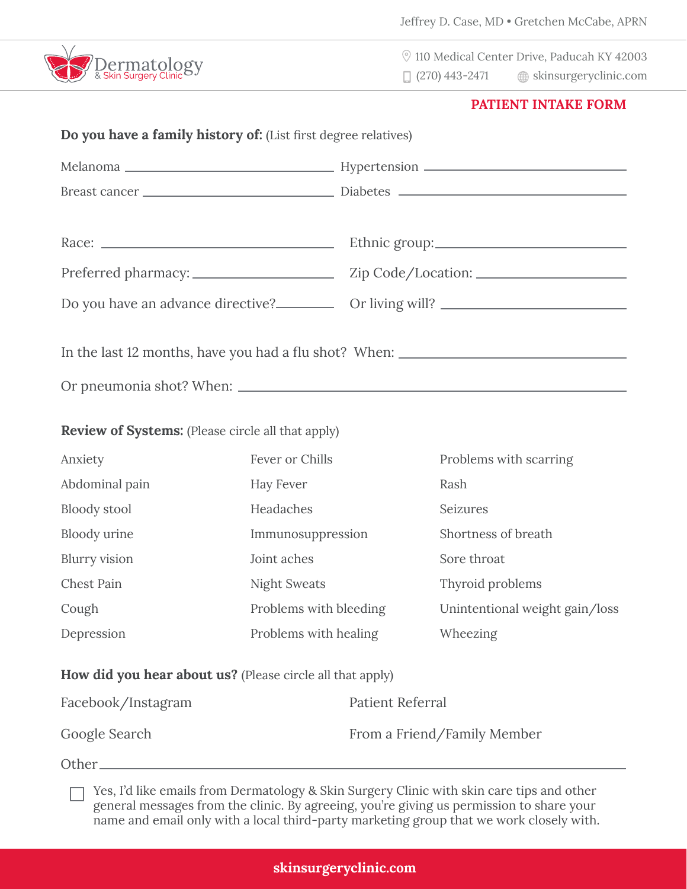**PATIENT INTAKE FORM**

**Do you have a family history of:** (List first degree relatives)

Melanoma ______________________ Hypertension ______________________

Breast cancer ______________________ Diabetes ______________________

Race: ______________________ Ethnic group: ______________________

Preferred pharmacy: ______________________ Zip Code/Location: ______________________

Do you have an advance directive? __________ Or living will? ______________________

In the last 12 months, have you had a flu shot? When: ______________________

Or pneumonia shot? When: ______________________

**Review of Systems:** (Please circle all that apply)

| | | |
|---|---|---|
| Anxiety | Fever or Chills | Problems with scarring |
| Abdominal pain | Hay Fever | Rash |
| Bloody stool | Headaches | Seizures |
| Bloody urine | Immunosuppression | Shortness of breath |
| Blurry vision | Joint aches | Sore throat |
| Chest Pain | Night Sweats | Thyroid problems |
| Cough | Problems with bleeding | Unintentional weight gain/loss |
| Depression | Problems with healing | Wheezing |

**How did you hear about us?** (Please circle all that apply)

| | |
|---|---|
| Facebook/Instagram | Patient Referral |
| Google Search | From a Friend/Family Member |

Other ______________________

☐ Yes, I'd like emails from Dermatology & Skin Surgery Clinic with skin care tips and other general messages from the clinic. By agreeing, you're giving us permission to share your name and email only with a local third-party marketing group that we work closely with.